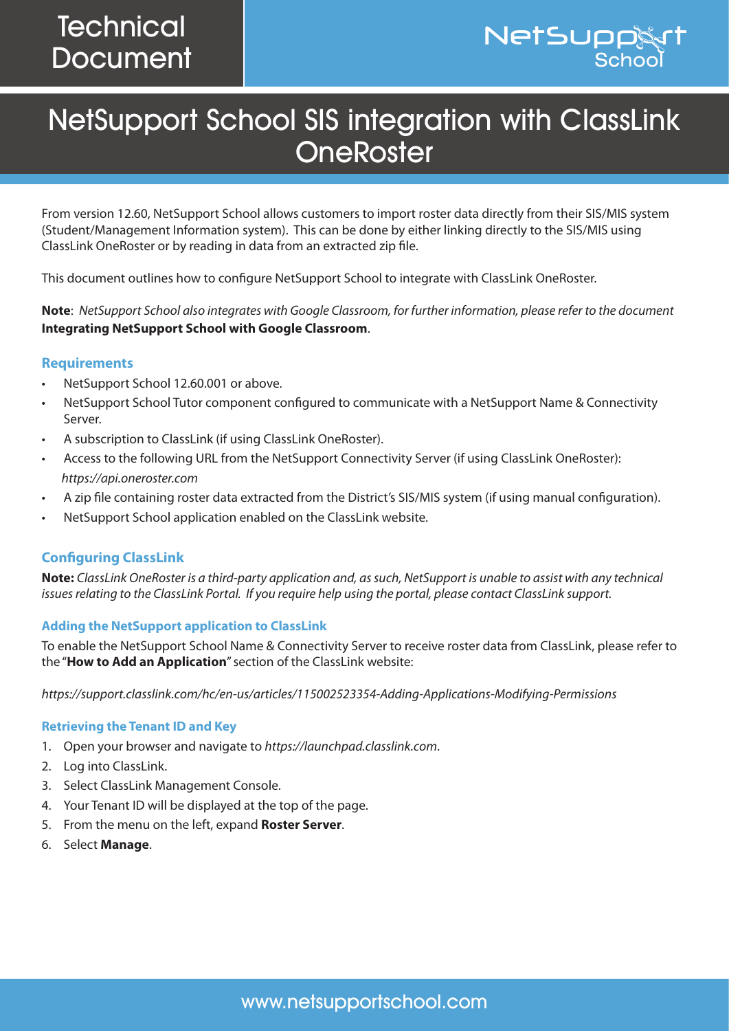Technical Document

# NetSupport School SIS integration with ClassLink OneRoster

From version 12.60, NetSupport School allows customers to import roster data directly from their SIS/MIS system (Student/Management Information system). This can be done by either linking directly to the SIS/MIS using ClassLink OneRoster or by reading in data from an extracted zip file.

This document outlines how to configure NetSupport School to integrate with ClassLink OneRoster.

**Note**: *NetSupport School also integrates with Google Classroom, for further information, please refer to the document* **Integrating NetSupport School with Google Classroom**.

## Requirements

- NetSupport School 12.60.001 or above.
- NetSupport School Tutor component configured to communicate with a NetSupport Name & Connectivity Server.
- A subscription to ClassLink (if using ClassLink OneRoster).
- Access to the following URL from the NetSupport Connectivity Server (if using ClassLink OneRoster): *https://api.oneroster.com*
- A zip file containing roster data extracted from the District's SIS/MIS system (if using manual configuration).
- NetSupport School application enabled on the ClassLink website.

## Configuring ClassLink

**Note:** *ClassLink OneRoster is a third-party application and, as such, NetSupport is unable to assist with any technical issues relating to the ClassLink Portal. If you require help using the portal, please contact ClassLink support.*

### Adding the NetSupport application to ClassLink

To enable the NetSupport School Name & Connectivity Server to receive roster data from ClassLink, please refer to the "**How to Add an Application**" section of the ClassLink website:

*https://support.classlink.com/hc/en-us/articles/115002523354-Adding-Applications-Modifying-Permissions*

### Retrieving the Tenant ID and Key

1. Open your browser and navigate to *https://launchpad.classlink.com*.
2. Log into ClassLink.
3. Select ClassLink Management Console.
4. Your Tenant ID will be displayed at the top of the page.
5. From the menu on the left, expand **Roster Server**.
6. Select **Manage**.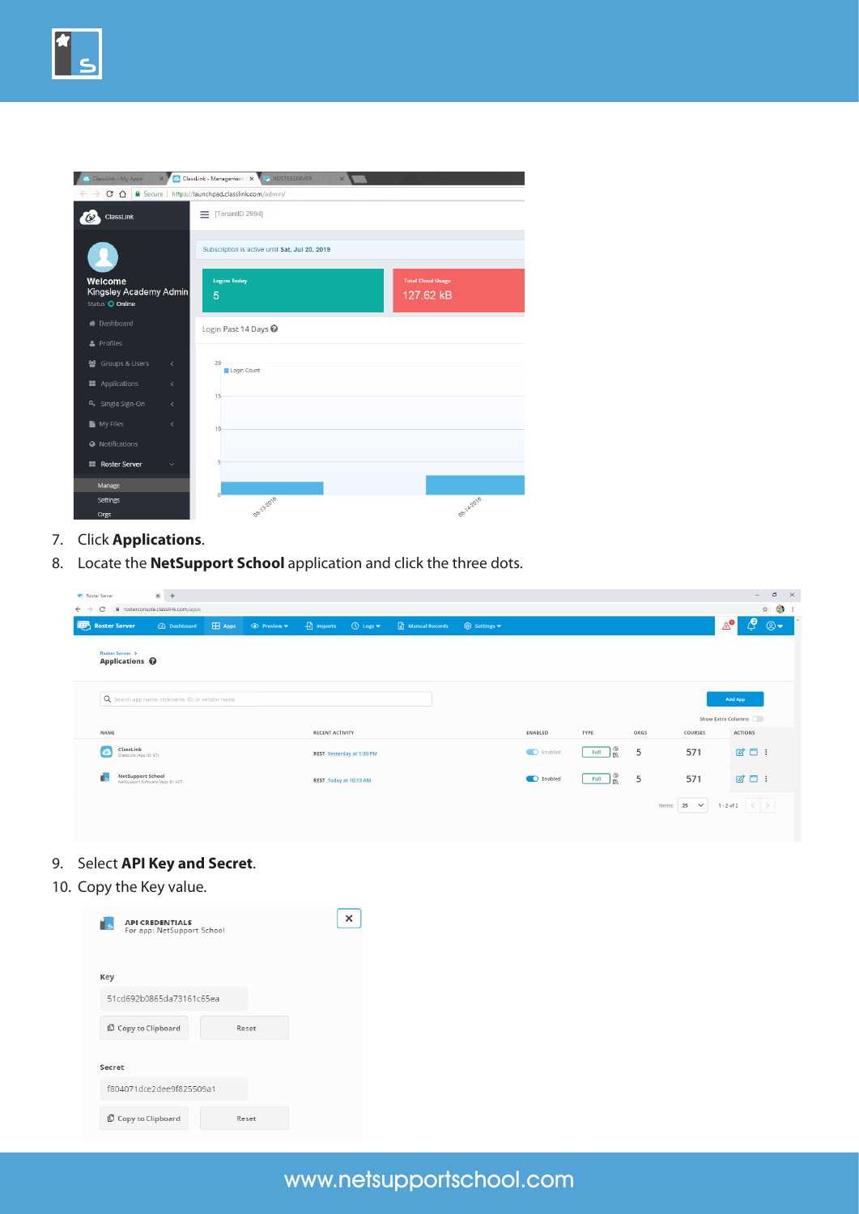7. Click **Applications**.
8. Locate the **NetSupport School** application and click the three dots.
9. Select **API Key and Secret**.
10. Copy the Key value.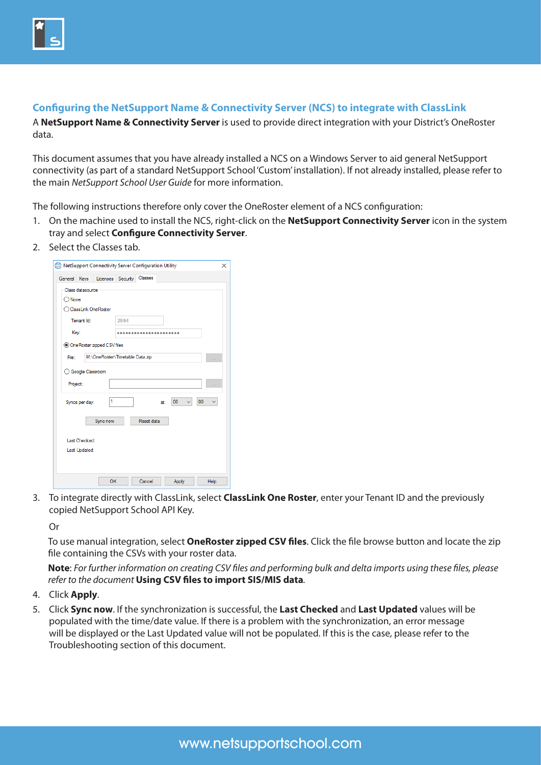## Configuring the NetSupport Name & Connectivity Server (NCS) to integrate with ClassLink

A **NetSupport Name & Connectivity Server** is used to provide direct integration with your District's OneRoster data.

This document assumes that you have already installed a NCS on a Windows Server to aid general NetSupport connectivity (as part of a standard NetSupport School 'Custom' installation). If not already installed, please refer to the main *NetSupport School User Guide* for more information.

The following instructions therefore only cover the OneRoster element of a NCS configuration:

1. On the machine used to install the NCS, right-click on the **NetSupport Connectivity Server** icon in the system tray and select **Configure Connectivity Server**.
2. Select the Classes tab.
3. To integrate directly with ClassLink, select **ClassLink One Roster**, enter your Tenant ID and the previously copied NetSupport School API Key.

   Or

   To use manual integration, select **OneRoster zipped CSV files**. Click the file browse button and locate the zip file containing the CSVs with your roster data.

   **Note**: *For further information on creating CSV files and performing bulk and delta imports using these files, please refer to the document* **Using CSV files to import SIS/MIS data***.*
4. Click **Apply**.
5. Click **Sync now**. If the synchronization is successful, the **Last Checked** and **Last Updated** values will be populated with the time/date value. If there is a problem with the synchronization, an error message will be displayed or the Last Updated value will not be populated. If this is the case, please refer to the Troubleshooting section of this document.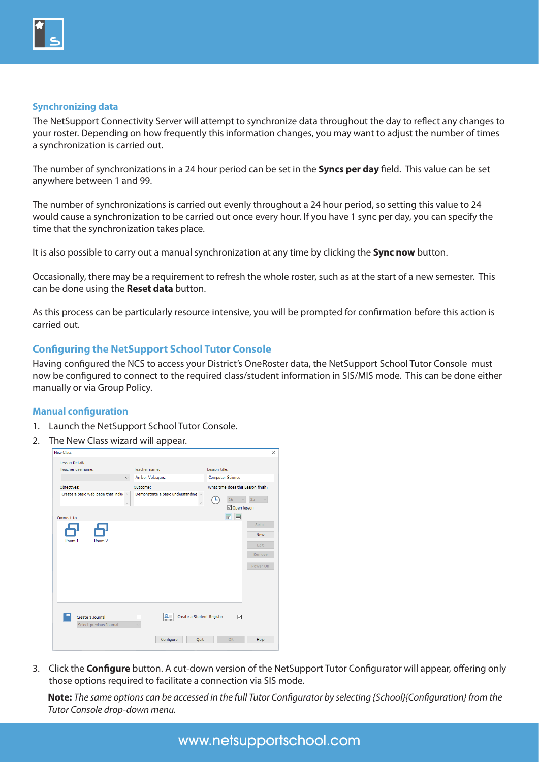### Synchronizing data

The NetSupport Connectivity Server will attempt to synchronize data throughout the day to reflect any changes to your roster. Depending on how frequently this information changes, you may want to adjust the number of times a synchronization is carried out.

The number of synchronizations in a 24 hour period can be set in the **Syncs per day** field. This value can be set anywhere between 1 and 99.

The number of synchronizations is carried out evenly throughout a 24 hour period, so setting this value to 24 would cause a synchronization to be carried out once every hour. If you have 1 sync per day, you can specify the time that the synchronization takes place.

It is also possible to carry out a manual synchronization at any time by clicking the **Sync now** button.

Occasionally, there may be a requirement to refresh the whole roster, such as at the start of a new semester. This can be done using the **Reset data** button.

As this process can be particularly resource intensive, you will be prompted for confirmation before this action is carried out.

## Configuring the NetSupport School Tutor Console

Having configured the NCS to access your District's OneRoster data, the NetSupport School Tutor Console must now be configured to connect to the required class/student information in SIS/MIS mode. This can be done either manually or via Group Policy.

### Manual configuration

1. Launch the NetSupport School Tutor Console.
2. The New Class wizard will appear.
3. Click the **Configure** button. A cut-down version of the NetSupport Tutor Configurator will appear, offering only those options required to facilitate a connection via SIS mode.

   **Note:** *The same options can be accessed in the full Tutor Configurator by selecting {School}{Configuration} from the Tutor Console drop-down menu.*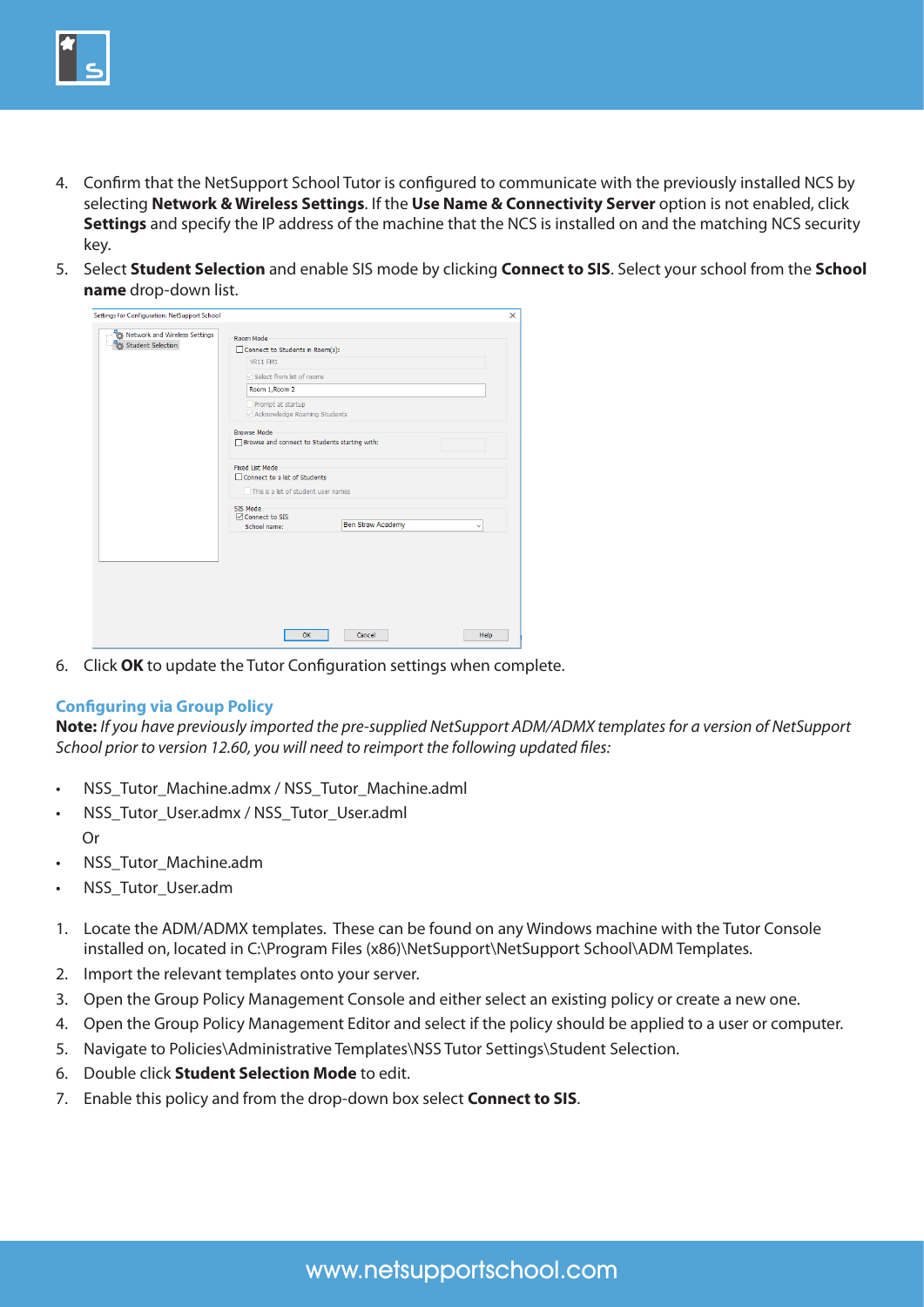4. Confirm that the NetSupport School Tutor is configured to communicate with the previously installed NCS by selecting **Network & Wireless Settings**. If the **Use Name & Connectivity Server** option is not enabled, click **Settings** and specify the IP address of the machine that the NCS is installed on and the matching NCS security key.
5. Select **Student Selection** and enable SIS mode by clicking **Connect to SIS**. Select your school from the **School name** drop-down list.

6. Click **OK** to update the Tutor Configuration settings when complete.

### Configuring via Group Policy

**Note:** *If you have previously imported the pre-supplied NetSupport ADM/ADMX templates for a version of NetSupport School prior to version 12.60, you will need to reimport the following updated files:*

- NSS_Tutor_Machine.admx / NSS_Tutor_Machine.adml
- NSS_Tutor_User.admx / NSS_Tutor_User.adml

  Or

- NSS_Tutor_Machine.adm
- NSS_Tutor_User.adm

1. Locate the ADM/ADMX templates. These can be found on any Windows machine with the Tutor Console installed on, located in C:\Program Files (x86)\NetSupport\NetSupport School\ADM Templates.
2. Import the relevant templates onto your server.
3. Open the Group Policy Management Console and either select an existing policy or create a new one.
4. Open the Group Policy Management Editor and select if the policy should be applied to a user or computer.
5. Navigate to Policies\Administrative Templates\NSS Tutor Settings\Student Selection.
6. Double click **Student Selection Mode** to edit.
7. Enable this policy and from the drop-down box select **Connect to SIS**.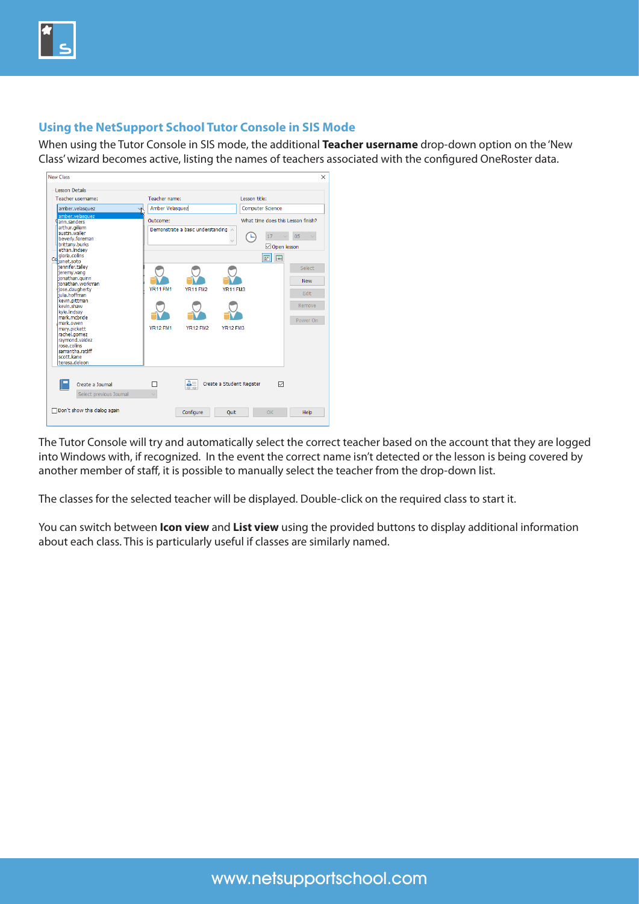## Using the NetSupport School Tutor Console in SIS Mode

When using the Tutor Console in SIS mode, the additional **Teacher username** drop-down option on the 'New Class' wizard becomes active, listing the names of teachers associated with the configured OneRoster data.

The Tutor Console will try and automatically select the correct teacher based on the account that they are logged into Windows with, if recognized. In the event the correct name isn't detected or the lesson is being covered by another member of staff, it is possible to manually select the teacher from the drop-down list.

The classes for the selected teacher will be displayed. Double-click on the required class to start it.

You can switch between **Icon view** and **List view** using the provided buttons to display additional information about each class. This is particularly useful if classes are similarly named.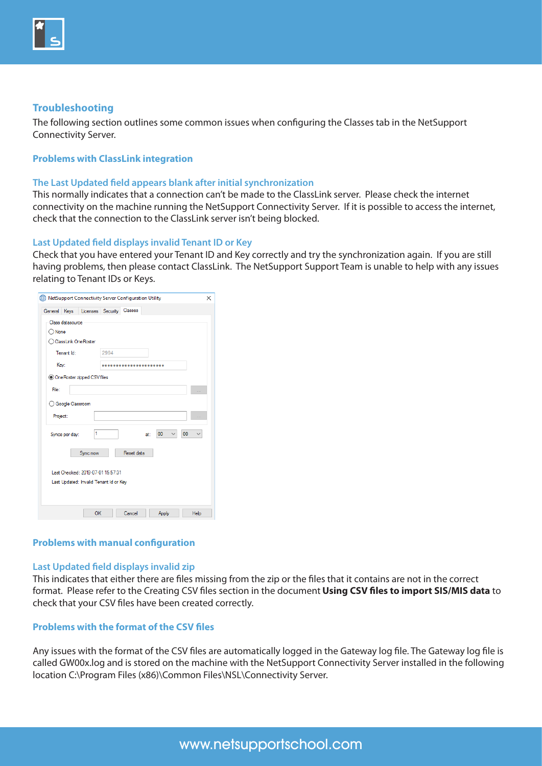## Troubleshooting

The following section outlines some common issues when configuring the Classes tab in the NetSupport Connectivity Server.

### Problems with ClassLink integration

#### The Last Updated field appears blank after initial synchronization

This normally indicates that a connection can't be made to the ClassLink server. Please check the internet connectivity on the machine running the NetSupport Connectivity Server. If it is possible to access the internet, check that the connection to the ClassLink server isn't being blocked.

#### Last Updated field displays invalid Tenant ID or Key

Check that you have entered your Tenant ID and Key correctly and try the synchronization again. If you are still having problems, then please contact ClassLink. The NetSupport Support Team is unable to help with any issues relating to Tenant IDs or Keys.

### Problems with manual configuration

#### Last Updated field displays invalid zip

This indicates that either there are files missing from the zip or the files that it contains are not in the correct format. Please refer to the Creating CSV files section in the document **Using CSV files to import SIS/MIS data** to check that your CSV files have been created correctly.

### Problems with the format of the CSV files

Any issues with the format of the CSV files are automatically logged in the Gateway log file. The Gateway log file is called GW00x.log and is stored on the machine with the NetSupport Connectivity Server installed in the following location C:\Program Files (x86)\Common Files\NSL\Connectivity Server.